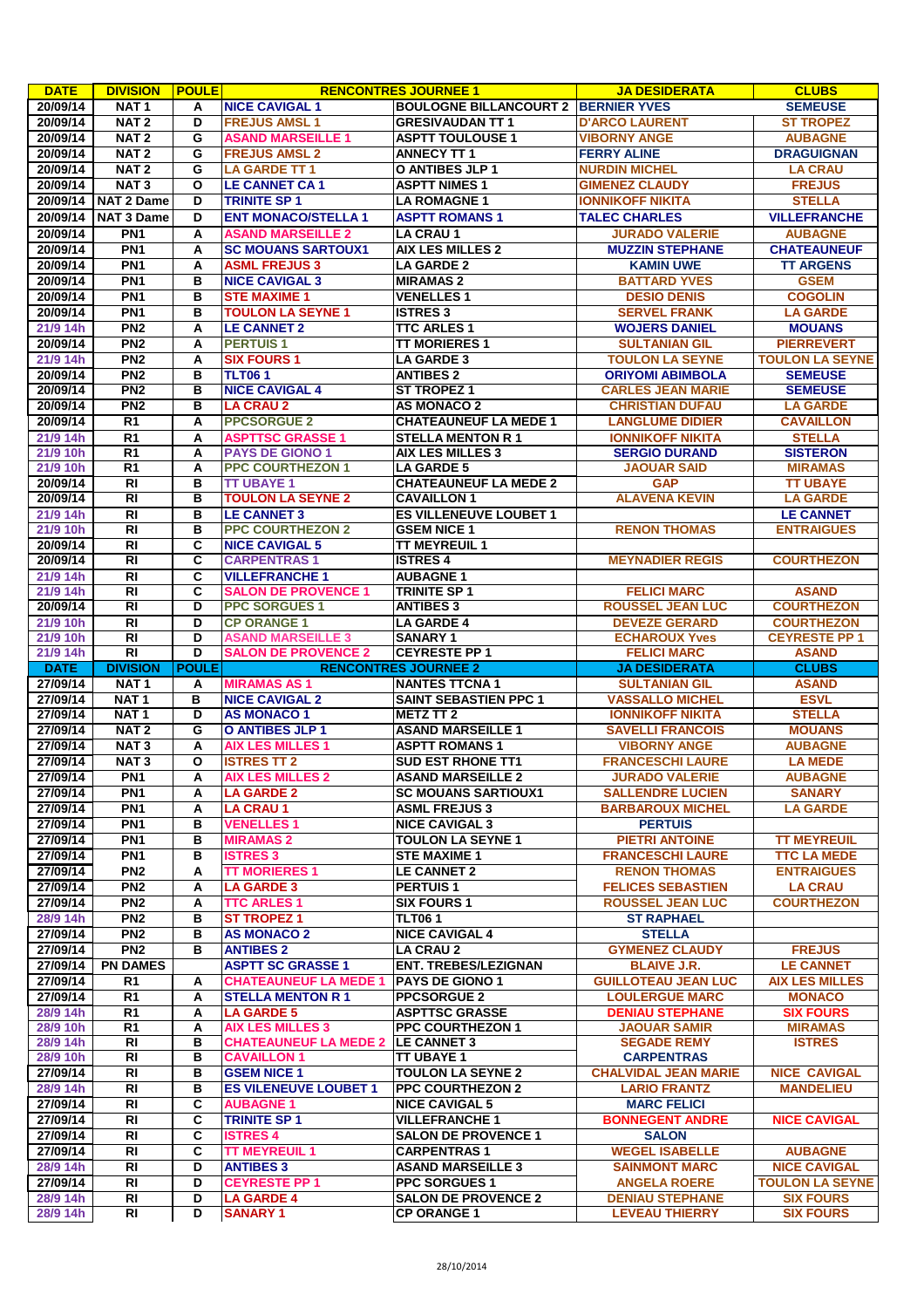| DATE | DIVISION | POULE | RENCONTRES JOURNEE 1 | | JA DESIDERATA | CLUBS |
|---|---|---|---|---|---|---|
| 20/09/14 | NAT 1 | A | NICE CAVIGAL 1 | BOULOGNE BILLANCOURT 2 | BERNIER YVES | SEMEUSE |
| 20/09/14 | NAT 2 | D | FREJUS AMSL 1 | GRESIVAUDAN TT 1 | D'ARCO LAURENT | ST TROPEZ |
| 20/09/14 | NAT 2 | G | ASAND MARSEILLE 1 | ASPTT TOULOUSE 1 | VIBORNY ANGE | AUBAGNE |
| 20/09/14 | NAT 2 | G | FREJUS AMSL 2 | ANNECY TT 1 | FERRY ALINE | DRAGUIGNAN |
| 20/09/14 | NAT 2 | G | LA GARDE TT 1 | O ANTIBES JLP 1 | NURDIN MICHEL | LA CRAU |
| 20/09/14 | NAT 3 | O | LE CANNET CA 1 | ASPTT NIMES 1 | GIMENEZ CLAUDY | FREJUS |
| 20/09/14 | NAT 2 Dame | D | TRINITE SP 1 | LA ROMAGNE 1 | IONNIKOFF NIKITA | STELLA |
| 20/09/14 | NAT 3 Dame | D | ENT MONACO/STELLA 1 | ASPTT ROMANS 1 | TALEC CHARLES | VILLEFRANCHE |
| 20/09/14 | PN1 | A | ASAND MARSEILLE 2 | LA CRAU 1 | JURADO VALERIE | AUBAGNE |
| 20/09/14 | PN1 | A | SC MOUANS SARTOUX1 | AIX LES MILLES 2 | MUZZIN STEPHANE | CHATEAUNEUF |
| 20/09/14 | PN1 | A | ASML FREJUS 3 | LA GARDE 2 | KAMIN UWE | TT ARGENS |
| 20/09/14 | PN1 | B | NICE CAVIGAL 3 | MIRAMAS 2 | BATTARD YVES | GSEM |
| 20/09/14 | PN1 | B | STE MAXIME 1 | VENELLES 1 | DESIO DENIS | COGOLIN |
| 20/09/14 | PN1 | B | TOULON LA SEYNE 1 | ISTRES 3 | SERVEL FRANK | LA GARDE |
| 21/9 14h | PN2 | A | LE CANNET 2 | TTC ARLES 1 | WOJERS DANIEL | MOUANS |
| 20/09/14 | PN2 | A | PERTUIS 1 | TT MORIERES 1 | SULTANIAN GIL | PIERREVERT |
| 21/9 14h | PN2 | A | SIX FOURS 1 | LA GARDE 3 | TOULON LA SEYNE | TOULON LA SEYNE |
| 20/09/14 | PN2 | B | TLT06 1 | ANTIBES 2 | ORIYOMI ABIMBOLA | SEMEUSE |
| 20/09/14 | PN2 | B | NICE CAVIGAL 4 | ST TROPEZ 1 | CARLES JEAN MARIE | SEMEUSE |
| 20/09/14 | PN2 | B | LA CRAU 2 | AS MONACO 2 | CHRISTIAN DUFAU | LA GARDE |
| 20/09/14 | R1 | A | PPCSORGUE 2 | CHATEAUNEUF LA MEDE 1 | LANGLUME DIDIER | CAVAILLON |
| 21/9 14h | R1 | A | ASPTTSC GRASSE 1 | STELLA MENTON R 1 | IONNIKOFF NIKITA | STELLA |
| 21/9 10h | R1 | A | PAYS DE GIONO 1 | AIX LES MILLES 3 | SERGIO DURAND | SISTERON |
| 21/9 10h | R1 | A | PPC COURTHEZON 1 | LA GARDE 5 | JAOUAR SAID | MIRAMAS |
| 20/09/14 | RI | B | TT UBAYE 1 | CHATEAUNEUF LA MEDE 2 | GAP | TT UBAYE |
| 20/09/14 | RI | B | TOULON LA SEYNE 2 | CAVAILLON 1 | ALAVENA KEVIN | LA GARDE |
| 21/9 14h | RI | B | LE CANNET 3 | ES VILLENEUVE LOUBET 1 | | LE CANNET |
| 21/9 10h | RI | B | PPC COURTHEZON 2 | GSEM NICE 1 | RENON THOMAS | ENTRAIGUES |
| 20/09/14 | RI | C | NICE CAVIGAL 5 | TT MEYREUIL 1 | | |
| 20/09/14 | RI | C | CARPENTRAS 1 | ISTRES 4 | MEYNADIER REGIS | COURTHEZON |
| 21/9 14h | RI | C | VILLEFRANCHE 1 | AUBAGNE 1 | | |
| 21/9 14h | RI | C | SALON DE PROVENCE 1 | TRINITE SP 1 | FELICI MARC | ASAND |
| 20/09/14 | RI | D | PPC SORGUES 1 | ANTIBES 3 | ROUSSEL JEAN LUC | COURTHEZON |
| 21/9 10h | RI | D | CP ORANGE 1 | LA GARDE 4 | DEVEZE GERARD | COURTHEZON |
| 21/9 10h | RI | D | ASAND MARSEILLE 3 | SANARY 1 | ECHAROUX Yves | CEYRESTE PP 1 |
| 21/9 14h | RI | D | SALON DE PROVENCE 2 | CEYRESTE PP 1 | FELICI MARC | ASAND |
| **DATE** | **DIVISION** | **POULE** | **RENCONTRES JOURNEE 2** | | **JA DESIDERATA** | **CLUBS** |
| 27/09/14 | NAT 1 | A | MIRAMAS AS 1 | NANTES TTCNA 1 | SULTANIAN GIL | ASAND |
| 27/09/14 | NAT 1 | B | NICE CAVIGAL 2 | SAINT SEBASTIEN PPC 1 | VASSALLO MICHEL | ESVL |
| 27/09/14 | NAT 1 | D | AS MONACO 1 | METZ TT 2 | IONNIKOFF NIKITA | STELLA |
| 27/09/14 | NAT 2 | G | O ANTIBES JLP 1 | ASAND MARSEILLE 1 | SAVELLI FRANCOIS | MOUANS |
| 27/09/14 | NAT 3 | A | AIX LES MILLES 1 | ASPTT ROMANS 1 | VIBORNY ANGE | AUBAGNE |
| 27/09/14 | NAT 3 | O | ISTRES TT 2 | SUD EST RHONE TT1 | FRANCESCHI LAURE | LA MEDE |
| 27/09/14 | PN1 | A | AIX LES MILLES 2 | ASAND MARSEILLE 2 | JURADO VALERIE | AUBAGNE |
| 27/09/14 | PN1 | A | LA GARDE 2 | SC MOUANS SARTIOUX1 | SALLENDRE LUCIEN | SANARY |
| 27/09/14 | PN1 | A | LA CRAU 1 | ASML FREJUS 3 | BARBAROUX MICHEL | LA GARDE |
| 27/09/14 | PN1 | B | VENELLES 1 | NICE CAVIGAL 3 | PERTUIS | |
| 27/09/14 | PN1 | B | MIRAMAS 2 | TOULON LA SEYNE 1 | PIETRI ANTOINE | TT MEYREUIL |
| 27/09/14 | PN1 | B | ISTRES 3 | STE MAXIME 1 | FRANCESCHI LAURE | TTC LA MEDE |
| 27/09/14 | PN2 | A | TT MORIERES 1 | LE CANNET 2 | RENON THOMAS | ENTRAIGUES |
| 27/09/14 | PN2 | A | LA GARDE 3 | PERTUIS 1 | FELICES SEBASTIEN | LA CRAU |
| 27/09/14 | PN2 | A | TTC ARLES 1 | SIX FOURS 1 | ROUSSEL JEAN LUC | COURTHEZON |
| 28/9 14h | PN2 | B | ST TROPEZ 1 | TLT06 1 | ST RAPHAEL | |
| 27/09/14 | PN2 | B | AS MONACO 2 | NICE CAVIGAL 4 | STELLA | |
| 27/09/14 | PN2 | B | ANTIBES 2 | LA CRAU 2 | GYMENEZ CLAUDY | FREJUS |
| 27/09/14 | PN DAMES | | ASPTT SC GRASSE 1 | ENT. TREBES/LEZIGNAN | BLAIVE J.R. | LE CANNET |
| 27/09/14 | R1 | A | CHATEAUNEUF LA MEDE 1 | PAYS DE GIONO 1 | GUILLOTEAU JEAN LUC | AIX LES MILLES |
| 27/09/14 | R1 | A | STELLA MENTON R 1 | PPCSORGUE 2 | LOULERGUE MARC | MONACO |
| 28/9 14h | R1 | A | LA GARDE 5 | ASPTTSC GRASSE | DENIAU STEPHANE | SIX FOURS |
| 28/9 10h | R1 | A | AIX LES MILLES 3 | PPC COURTHEZON 1 | JAOUAR SAMIR | MIRAMAS |
| 28/9 14h | RI | B | CHATEAUNEUF LA MEDE 2 | LE CANNET 3 | SEGADE REMY | ISTRES |
| 28/9 10h | RI | B | CAVAILLON 1 | TT UBAYE 1 | CARPENTRAS | |
| 27/09/14 | RI | B | GSEM NICE 1 | TOULON LA SEYNE 2 | CHALVIDAL JEAN MARIE | NICE CAVIGAL |
| 28/9 14h | RI | B | ES VILENEUVE LOUBET 1 | PPC COURTHEZON 2 | LARIO FRANTZ | MANDELIEU |
| 27/09/14 | RI | C | AUBAGNE 1 | NICE CAVIGAL 5 | MARC FELICI | |
| 27/09/14 | RI | C | TRINITE SP 1 | VILLEFRANCHE 1 | BONNEGENT ANDRE | NICE CAVIGAL |
| 27/09/14 | RI | C | ISTRES 4 | SALON DE PROVENCE 1 | SALON | |
| 27/09/14 | RI | C | TT MEYREUIL 1 | CARPENTRAS 1 | WEGEL ISABELLE | AUBAGNE |
| 28/9 14h | RI | D | ANTIBES 3 | ASAND MARSEILLE 3 | SAINMONT MARC | NICE CAVIGAL |
| 27/09/14 | RI | D | CEYRESTE PP 1 | PPC SORGUES 1 | ANGELA ROERE | TOULON LA SEYNE |
| 28/9 14h | RI | D | LA GARDE 4 | SALON DE PROVENCE 2 | DENIAU STEPHANE | SIX FOURS |
| 28/9 14h | RI | D | SANARY 1 | CP ORANGE 1 | LEVEAU THIERRY | SIX FOURS |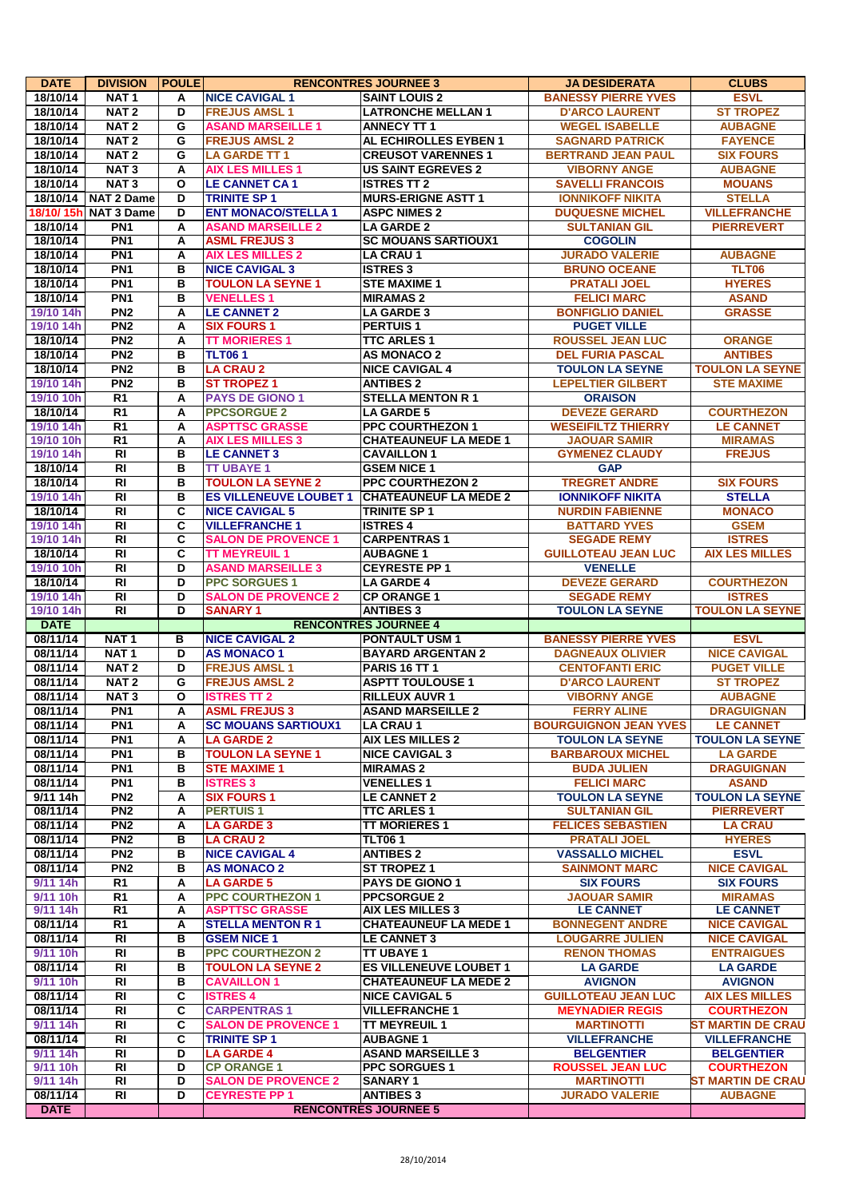| DATE | DIVISION | POULE | RENCONTRES JOURNEE 3 | | JA DESIDERATA | CLUBS |
|---|---|---|---|---|---|---|
| 18/10/14 | NAT 1 | A | NICE CAVIGAL 1 | SAINT LOUIS 2 | BANESSY PIERRE YVES | ESVL |
| 18/10/14 | NAT 2 | D | FREJUS AMSL 1 | LATRONCHE MELLAN 1 | D'ARCO LAURENT | ST TROPEZ |
| 18/10/14 | NAT 2 | G | ASAND MARSEILLE 1 | ANNECY TT 1 | WEGEL ISABELLE | AUBAGNE |
| 18/10/14 | NAT 2 | G | FREJUS AMSL 2 | AL ECHIROLLES EYBEN 1 | SAGNARD PATRICK | FAYENCE |
| 18/10/14 | NAT 2 | G | LA GARDE TT 1 | CREUSOT VARENNES 1 | BERTRAND JEAN PAUL | SIX FOURS |
| 18/10/14 | NAT 3 | A | AIX LES MILLES 1 | US SAINT EGREVES 2 | VIBORNY ANGE | AUBAGNE |
| 18/10/14 | NAT 3 | O | LE CANNET CA 1 | ISTRES TT 2 | SAVELLI FRANCOIS | MOUANS |
| 18/10/14 | NAT 2 Dame | D | TRINITE SP 1 | MURS-ERIGNE ASTT 1 | IONNIKOFF NIKITA | STELLA |
| 18/10/ 15h | NAT 3 Dame | D | ENT MONACO/STELLA 1 | ASPC NIMES 2 | DUQUESNE MICHEL | VILLEFRANCHE |
| 18/10/14 | PN1 | A | ASAND MARSEILLE 2 | LA GARDE 2 | SULTANIAN GIL | PIERREVERT |
| 18/10/14 | PN1 | A | ASML FREJUS 3 | SC MOUANS SARTIOUX1 | COGOLIN | |
| 18/10/14 | PN1 | A | AIX LES MILLES 2 | LA CRAU 1 | JURADO VALERIE | AUBAGNE |
| 18/10/14 | PN1 | B | NICE CAVIGAL 3 | ISTRES 3 | BRUNO OCEANE | TLT06 |
| 18/10/14 | PN1 | B | TOULON LA SEYNE 1 | STE MAXIME 1 | PRATALI JOEL | HYERES |
| 18/10/14 | PN1 | B | VENELLES 1 | MIRAMAS 2 | FELICI MARC | ASAND |
| 19/10 14h | PN2 | A | LE CANNET 2 | LA GARDE 3 | BONFIGLIO DANIEL | GRASSE |
| 19/10 14h | PN2 | A | SIX FOURS 1 | PERTUIS 1 | PUGET VILLE | |
| 18/10/14 | PN2 | A | TT MORIERES 1 | TTC ARLES 1 | ROUSSEL JEAN LUC | ORANGE |
| 18/10/14 | PN2 | B | TLT06 1 | AS MONACO 2 | DEL FURIA PASCAL | ANTIBES |
| 18/10/14 | PN2 | B | LA CRAU 2 | NICE CAVIGAL 4 | TOULON LA SEYNE | TOULON LA SEYNE |
| 19/10 14h | PN2 | B | ST TROPEZ 1 | ANTIBES 2 | LEPELTIER GILBERT | STE MAXIME |
| 19/10 10h | R1 | A | PAYS DE GIONO 1 | STELLA MENTON R 1 | ORAISON | |
| 18/10/14 | R1 | A | PPCSORGUE 2 | LA GARDE 5 | DEVEZE GERARD | COURTHEZON |
| 19/10 14h | R1 | A | ASPTTSC GRASSE | PPC COURTHEZON 1 | WESEIFILTZ THIERRY | LE CANNET |
| 19/10 10h | R1 | A | AIX LES MILLES 3 | CHATEAUNEUF LA MEDE 1 | JAOUAR SAMIR | MIRAMAS |
| 19/10 14h | RI | B | LE CANNET 3 | CAVAILLON 1 | GYMENEZ CLAUDY | FREJUS |
| 18/10/14 | RI | B | TT UBAYE 1 | GSEM NICE 1 | GAP | |
| 18/10/14 | RI | B | TOULON LA SEYNE 2 | PPC COURTHEZON 2 | TREGRET ANDRE | SIX FOURS |
| 19/10 14h | RI | B | ES VILLENEUVE LOUBET 1 | CHATEAUNEUF LA MEDE 2 | IONNIKOFF NIKITA | STELLA |
| 18/10/14 | RI | C | NICE CAVIGAL 5 | TRINITE SP 1 | NURDIN FABIENNE | MONACO |
| 19/10 14h | RI | C | VILLEFRANCHE 1 | ISTRES 4 | BATTARD YVES | GSEM |
| 19/10 14h | RI | C | SALON DE PROVENCE 1 | CARPENTRAS 1 | SEGADE REMY | ISTRES |
| 18/10/14 | RI | C | TT MEYREUIL 1 | AUBAGNE 1 | GUILLOTEAU JEAN LUC | AIX LES MILLES |
| 19/10 10h | RI | D | ASAND MARSEILLE 3 | CEYRESTE PP 1 | VENELLE | |
| 18/10/14 | RI | D | PPC SORGUES 1 | LA GARDE 4 | DEVEZE GERARD | COURTHEZON |
| 19/10 14h | RI | D | SALON DE PROVENCE 2 | CP ORANGE 1 | SEGADE REMY | ISTRES |
| 19/10 14h | RI | D | SANARY 1 | ANTIBES 3 | TOULON LA SEYNE | TOULON LA SEYNE |
| DATE | | | RENCONTRES JOURNEE 4 | | | |
| 08/11/14 | NAT 1 | B | NICE CAVIGAL 2 | PONTAULT USM 1 | BANESSY PIERRE YVES | ESVL |
| 08/11/14 | NAT 1 | D | AS MONACO 1 | BAYARD ARGENTAN 2 | DAGNEAUX OLIVIER | NICE CAVIGAL |
| 08/11/14 | NAT 2 | D | FREJUS AMSL 1 | PARIS 16 TT 1 | CENTOFANTI ERIC | PUGET VILLE |
| 08/11/14 | NAT 2 | G | FREJUS AMSL 2 | ASPTT TOULOUSE 1 | D'ARCO LAURENT | ST TROPEZ |
| 08/11/14 | NAT 3 | O | ISTRES TT 2 | RILLEUX AUVR 1 | VIBORNY ANGE | AUBAGNE |
| 08/11/14 | PN1 | A | ASML FREJUS 3 | ASAND MARSEILLE 2 | FERRY ALINE | DRAGUIGNAN |
| 08/11/14 | PN1 | A | SC MOUANS SARTIOUX1 | LA CRAU 1 | BOURGUIGNON JEAN YVES | LE CANNET |
| 08/11/14 | PN1 | A | LA GARDE 2 | AIX LES MILLES 2 | TOULON LA SEYNE | TOULON LA SEYNE |
| 08/11/14 | PN1 | B | TOULON LA SEYNE 1 | NICE CAVIGAL 3 | BARBAROUX MICHEL | LA GARDE |
| 08/11/14 | PN1 | B | STE MAXIME 1 | MIRAMAS 2 | BUDA JULIEN | DRAGUIGNAN |
| 08/11/14 | PN1 | B | ISTRES 3 | VENELLES 1 | FELICI MARC | ASAND |
| 9/11 14h | PN2 | A | SIX FOURS 1 | LE CANNET 2 | TOULON LA SEYNE | TOULON LA SEYNE |
| 08/11/14 | PN2 | A | PERTUIS 1 | TTC ARLES 1 | SULTANIAN GIL | PIERREVERT |
| 08/11/14 | PN2 | A | LA GARDE 3 | TT MORIERES 1 | FELICES SEBASTIEN | LA CRAU |
| 08/11/14 | PN2 | B | LA CRAU 2 | TLT06 1 | PRATALI JOEL | HYERES |
| 08/11/14 | PN2 | B | NICE CAVIGAL 4 | ANTIBES 2 | VASSALLO MICHEL | ESVL |
| 08/11/14 | PN2 | B | AS MONACO 2 | ST TROPEZ 1 | SAINMONT MARC | NICE CAVIGAL |
| 9/11 14h | R1 | A | LA GARDE 5 | PAYS DE GIONO 1 | SIX FOURS | SIX FOURS |
| 9/11 10h | R1 | A | PPC COURTHEZON 1 | PPCSORGUE 2 | JAOUAR SAMIR | MIRAMAS |
| 9/11 14h | R1 | A | ASPTTSC GRASSE | AIX LES MILLES 3 | LE CANNET | LE CANNET |
| 08/11/14 | R1 | A | STELLA MENTON R 1 | CHATEAUNEUF LA MEDE 1 | BONNEGENT ANDRE | NICE CAVIGAL |
| 08/11/14 | RI | B | GSEM NICE 1 | LE CANNET 3 | LOUGARRE JULIEN | NICE CAVIGAL |
| 9/11 10h | RI | B | PPC COURTHEZON 2 | TT UBAYE 1 | RENON THOMAS | ENTRAIGUES |
| 08/11/14 | RI | B | TOULON LA SEYNE 2 | ES VILLENEUVE LOUBET 1 | LA GARDE | LA GARDE |
| 9/11 10h | RI | B | CAVAILLON 1 | CHATEAUNEUF LA MEDE 2 | AVIGNON | AVIGNON |
| 08/11/14 | RI | C | ISTRES 4 | NICE CAVIGAL 5 | GUILLOTEAU JEAN LUC | AIX LES MILLES |
| 08/11/14 | RI | C | CARPENTRAS 1 | VILLEFRANCHE 1 | MEYNADIER REGIS | COURTHEZON |
| 9/11 14h | RI | C | SALON DE PROVENCE 1 | TT MEYREUIL 1 | MARTINOTTI | ST MARTIN DE CRAU |
| 08/11/14 | RI | C | TRINITE SP 1 | AUBAGNE 1 | VILLEFRANCHE | VILLEFRANCHE |
| 9/11 14h | RI | D | LA GARDE 4 | ASAND MARSEILLE 3 | BELGENTIER | BELGENTIER |
| 9/11 10h | RI | D | CP ORANGE 1 | PPC SORGUES 1 | ROUSSEL JEAN LUC | COURTHEZON |
| 9/11 14h | RI | D | SALON DE PROVENCE 2 | SANARY 1 | MARTINOTTI | ST MARTIN DE CRAU |
| 08/11/14 | RI | D | CEYRESTE PP 1 | ANTIBES 3 | JURADO VALERIE | AUBAGNE |
| DATE | | | RENCONTRES JOURNEE 5 | | | |

28/10/2014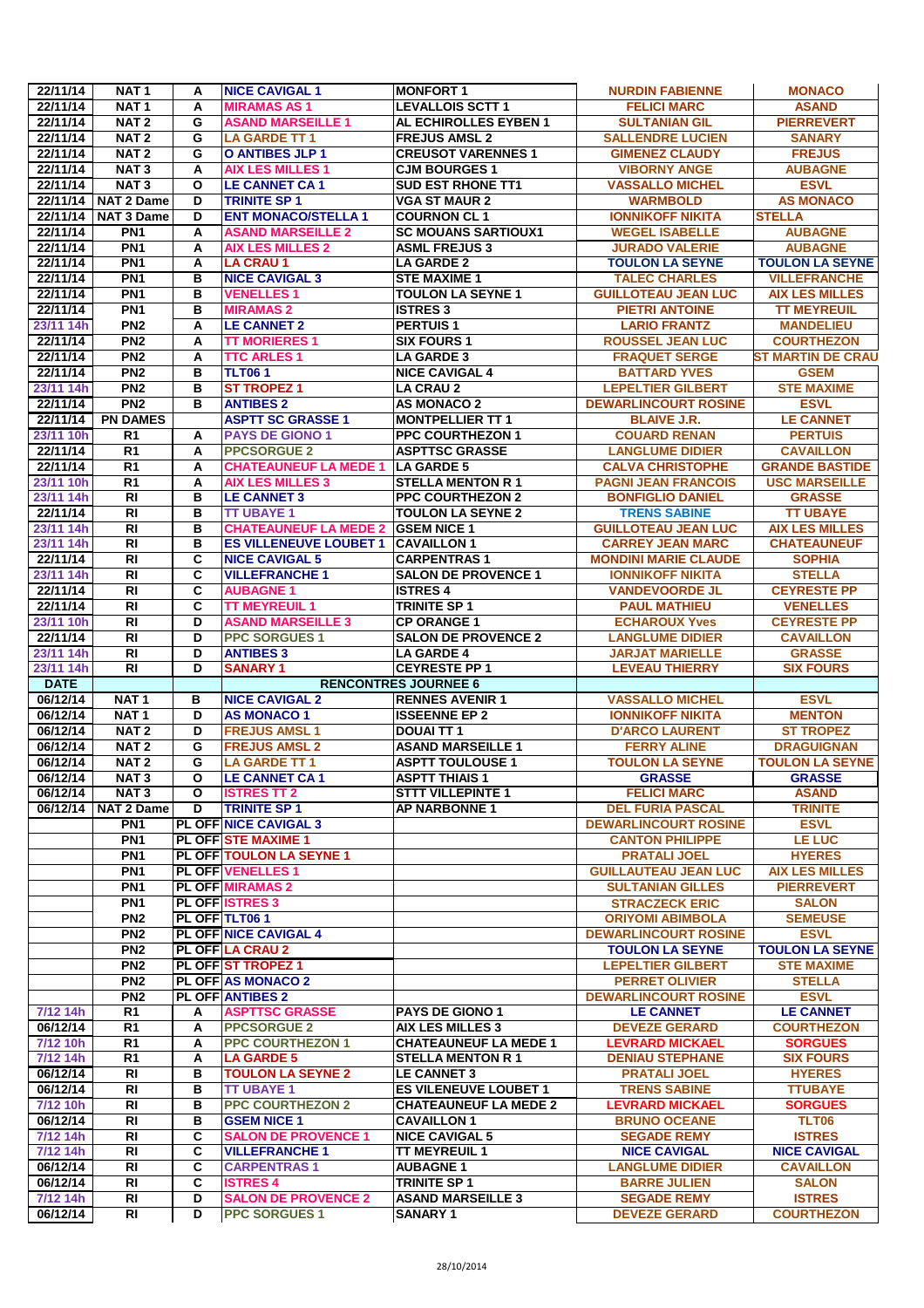| 22/11/14 | NAT 1 | A | NICE CAVIGAL 1 | MONFORT 1 | NURDIN FABIENNE | MONACO |
|---|---|---|---|---|---|---|
| 22/11/14 | NAT 1 | A | MIRAMAS AS 1 | LEVALLOIS SCTT 1 | FELICI MARC | ASAND |
| 22/11/14 | NAT 2 | G | ASAND MARSEILLE 1 | AL ECHIROLLES EYBEN 1 | SULTANIAN GIL | PIERREVERT |
| 22/11/14 | NAT 2 | G | LA GARDE TT 1 | FREJUS AMSL 2 | SALLENDRE LUCIEN | SANARY |
| 22/11/14 | NAT 2 | G | O ANTIBES JLP 1 | CREUSOT VARENNES 1 | GIMENEZ CLAUDY | FREJUS |
| 22/11/14 | NAT 3 | A | AIX LES MILLES 1 | CJM BOURGES 1 | VIBORNY ANGE | AUBAGNE |
| 22/11/14 | NAT 3 | O | LE CANNET CA 1 | SUD EST RHONE TT1 | VASSALLO MICHEL | ESVL |
| 22/11/14 | NAT 2 Dame | D | TRINITE SP 1 | VGA ST MAUR 2 | WARMBOLD | AS MONACO |
| 22/11/14 | NAT 3 Dame | D | ENT MONACO/STELLA 1 | COURNON CL 1 | IONNIKOFF NIKITA | STELLA |
| 22/11/14 | PN1 | A | ASAND MARSEILLE 2 | SC MOUANS SARTIOUX1 | WEGEL ISABELLE | AUBAGNE |
| 22/11/14 | PN1 | A | AIX LES MILLES 2 | ASML FREJUS 3 | JURADO VALERIE | AUBAGNE |
| 22/11/14 | PN1 | A | LA CRAU 1 | LA GARDE 2 | TOULON LA SEYNE | TOULON LA SEYNE |
| 22/11/14 | PN1 | B | NICE CAVIGAL 3 | STE MAXIME 1 | TALEC CHARLES | VILLEFRANCHE |
| 22/11/14 | PN1 | B | VENELLES 1 | TOULON LA SEYNE 1 | GUILLOTEAU JEAN LUC | AIX LES MILLES |
| 22/11/14 | PN1 | B | MIRAMAS 2 | ISTRES 3 | PIETRI ANTOINE | TT MEYREUIL |
| 23/11 14h | PN2 | A | LE CANNET 2 | PERTUIS 1 | LARIO FRANTZ | MANDELIEU |
| 22/11/14 | PN2 | A | TT MORIERES 1 | SIX FOURS 1 | ROUSSEL JEAN LUC | COURTHEZON |
| 22/11/14 | PN2 | A | TTC ARLES 1 | LA GARDE 3 | FRAQUET SERGE | ST MARTIN DE CRAU |
| 22/11/14 | PN2 | B | TLT06 1 | NICE CAVIGAL 4 | BATTARD YVES | GSEM |
| 23/11 14h | PN2 | B | ST TROPEZ 1 | LA CRAU 2 | LEPELTIER GILBERT | STE MAXIME |
| 22/11/14 | PN2 | B | ANTIBES 2 | AS MONACO 2 | DEWARLINCOURT ROSINE | ESVL |
| 22/11/14 | PN DAMES | | ASPTT SC GRASSE 1 | MONTPELLIER TT 1 | BLAIVE J.R. | LE CANNET |
| 23/11 10h | R1 | A | PAYS DE GIONO 1 | PPC COURTHEZON 1 | COUARD RENAN | PERTUIS |
| 22/11/14 | R1 | A | PPCSORGUE 2 | ASPTTSC GRASSE | LANGLUME DIDIER | CAVAILLON |
| 22/11/14 | R1 | A | CHATEAUNEUF LA MEDE 1 | LA GARDE 5 | CALVA CHRISTOPHE | GRANDE BASTIDE |
| 23/11 10h | R1 | A | AIX LES MILLES 3 | STELLA MENTON R 1 | PAGNI JEAN FRANCOIS | USC MARSEILLE |
| 23/11 14h | RI | B | LE CANNET 3 | PPC COURTHEZON 2 | BONFIGLIO DANIEL | GRASSE |
| 22/11/14 | RI | B | TT UBAYE 1 | TOULON LA SEYNE 2 | TRENS SABINE | TT UBAYE |
| 23/11 14h | RI | B | CHATEAUNEUF LA MEDE 2 | GSEM NICE 1 | GUILLOTEAU JEAN LUC | AIX LES MILLES |
| 23/11 14h | RI | B | ES VILLENEUVE LOUBET 1 | CAVAILLON 1 | CARREY JEAN MARC | CHATEAUNEUF |
| 22/11/14 | RI | C | NICE CAVIGAL 5 | CARPENTRAS 1 | MONDINI MARIE CLAUDE | SOPHIA |
| 23/11 14h | RI | C | VILLEFRANCHE 1 | SALON DE PROVENCE 1 | IONNIKOFF NIKITA | STELLA |
| 22/11/14 | RI | C | AUBAGNE 1 | ISTRES 4 | VANDEVOORDE JL | CEYRESTE PP |
| 22/11/14 | RI | C | TT MEYREUIL 1 | TRINITE SP 1 | PAUL MATHIEU | VENELLES |
| 23/11 10h | RI | D | ASAND MARSEILLE 3 | CP ORANGE 1 | ECHAROUX Yves | CEYRESTE PP |
| 22/11/14 | RI | D | PPC SORGUES 1 | SALON DE PROVENCE 2 | LANGLUME DIDIER | CAVAILLON |
| 23/11 14h | RI | D | ANTIBES 3 | LA GARDE 4 | JARJAT MARIELLE | GRASSE |
| 23/11 14h | RI | D | SANARY 1 | CEYRESTE PP 1 | LEVEAU THIERRY | SIX FOURS |
| **DATE** | | | **RENCONTRES JOURNEE 6** | | | |
| 06/12/14 | NAT 1 | B | NICE CAVIGAL 2 | RENNES AVENIR 1 | VASSALLO MICHEL | ESVL |
| 06/12/14 | NAT 1 | D | AS MONACO 1 | ISSEENNE EP 2 | IONNIKOFF NIKITA | MENTON |
| 06/12/14 | NAT 2 | D | FREJUS AMSL 1 | DOUAI TT 1 | D'ARCO LAURENT | ST TROPEZ |
| 06/12/14 | NAT 2 | G | FREJUS AMSL 2 | ASAND MARSEILLE 1 | FERRY ALINE | DRAGUIGNAN |
| 06/12/14 | NAT 2 | G | LA GARDE TT 1 | ASPTT TOULOUSE 1 | TOULON LA SEYNE | TOULON LA SEYNE |
| 06/12/14 | NAT 3 | O | LE CANNET CA 1 | ASPTT THIAIS 1 | GRASSE | GRASSE |
| 06/12/14 | NAT 3 | O | ISTRES TT 2 | STTT VILLEPINTE 1 | FELICI MARC | ASAND |
| 06/12/14 | NAT 2 Dame | D | TRINITE SP 1 | AP NARBONNE 1 | DEL FURIA PASCAL | TRINITE |
| | PN1 | PL OFF | NICE CAVIGAL 3 | | DEWARLINCOURT ROSINE | ESVL |
| | PN1 | PL OFF | STE MAXIME 1 | | CANTON PHILIPPE | LE LUC |
| | PN1 | PL OFF | TOULON LA SEYNE 1 | | PRATALI JOEL | HYERES |
| | PN1 | PL OFF | VENELLES 1 | | GUILLAUTEAU JEAN LUC | AIX LES MILLES |
| | PN1 | PL OFF | MIRAMAS 2 | | SULTANIAN GILLES | PIERREVERT |
| | PN1 | PL OFF | ISTRES 3 | | STRACZECK ERIC | SALON |
| | PN2 | PL OFF | TLT06 1 | | ORIYOMI ABIMBOLA | SEMEUSE |
| | PN2 | PL OFF | NICE CAVIGAL 4 | | DEWARLINCOURT ROSINE | ESVL |
| | PN2 | PL OFF | LA CRAU 2 | | TOULON LA SEYNE | TOULON LA SEYNE |
| | PN2 | PL OFF | ST TROPEZ 1 | | LEPELTIER GILBERT | STE MAXIME |
| | PN2 | PL OFF | AS MONACO 2 | | PERRET OLIVIER | STELLA |
| | PN2 | PL OFF | ANTIBES 2 | | DEWARLINCOURT ROSINE | ESVL |
| 7/12 14h | R1 | A | ASPTTSC GRASSE | PAYS DE GIONO 1 | LE CANNET | LE CANNET |
| 06/12/14 | R1 | A | PPCSORGUE 2 | AIX LES MILLES 3 | DEVEZE GERARD | COURTHEZON |
| 7/12 10h | R1 | A | PPC COURTHEZON 1 | CHATEAUNEUF LA MEDE 1 | LEVRARD MICKAEL | SORGUES |
| 7/12 14h | R1 | A | LA GARDE 5 | STELLA MENTON R 1 | DENIAU STEPHANE | SIX FOURS |
| 06/12/14 | RI | B | TOULON LA SEYNE 2 | LE CANNET 3 | PRATALI JOEL | HYERES |
| 06/12/14 | RI | B | TT UBAYE 1 | ES VILENEUVE LOUBET 1 | TRENS SABINE | TTUBAYE |
| 7/12 10h | RI | B | PPC COURTHEZON 2 | CHATEAUNEUF LA MEDE 2 | LEVRARD MICKAEL | SORGUES |
| 06/12/14 | RI | B | GSEM NICE 1 | CAVAILLON 1 | BRUNO OCEANE | TLT06 |
| 7/12 14h | RI | C | SALON DE PROVENCE 1 | NICE CAVIGAL 5 | SEGADE REMY | ISTRES |
| 7/12 14h | RI | C | VILLEFRANCHE 1 | TT MEYREUIL 1 | NICE CAVIGAL | NICE CAVIGAL |
| 06/12/14 | RI | C | CARPENTRAS 1 | AUBAGNE 1 | LANGLUME DIDIER | CAVAILLON |
| 06/12/14 | RI | C | ISTRES 4 | TRINITE SP 1 | BARRE JULIEN | SALON |
| 7/12 14h | RI | D | SALON DE PROVENCE 2 | ASAND MARSEILLE 3 | SEGADE REMY | ISTRES |
| 06/12/14 | RI | D | PPC SORGUES 1 | SANARY 1 | DEVEZE GERARD | COURTHEZON |

28/10/2014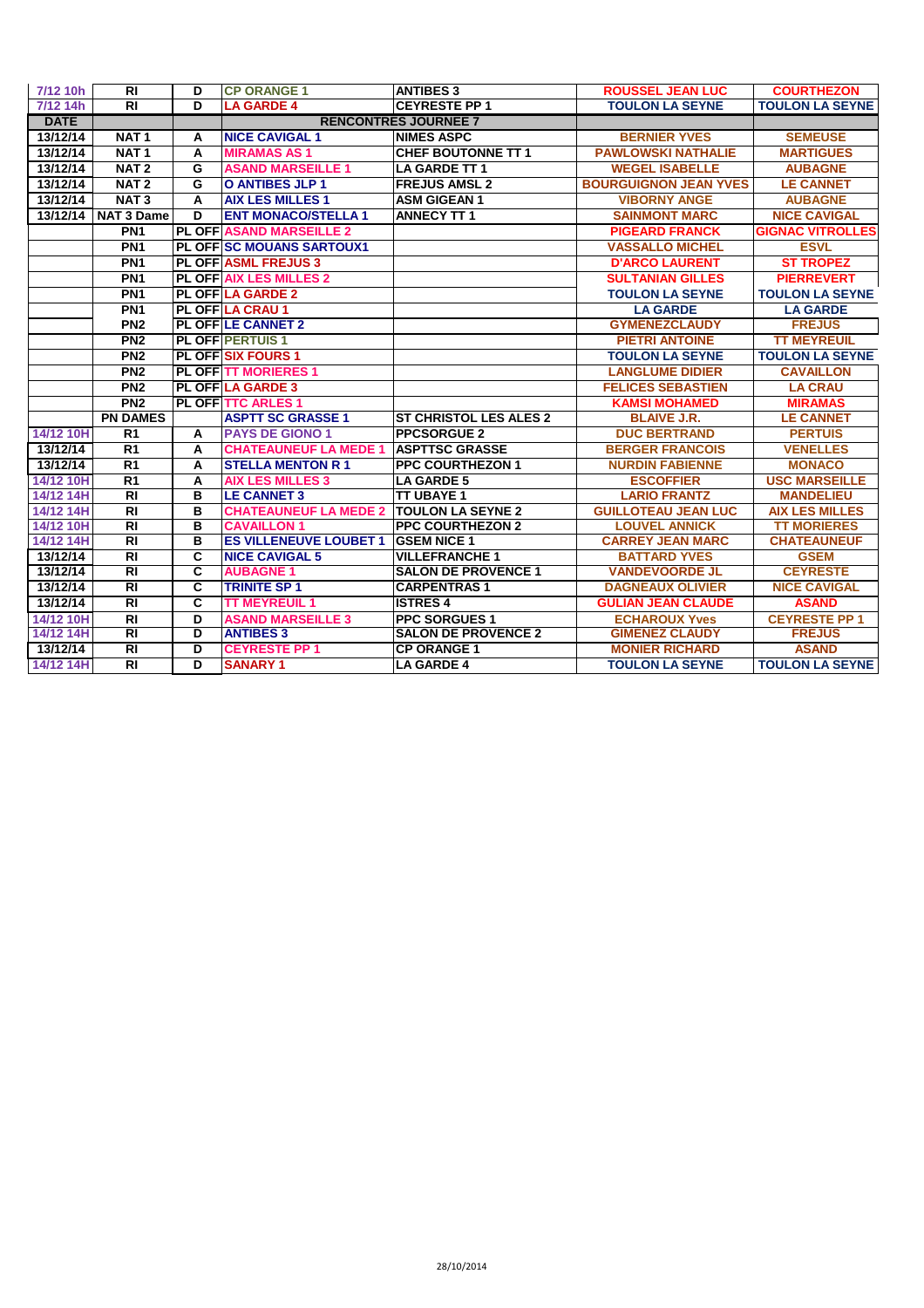| | | | | | | |
|---|---|---|---|---|---|---|
| 7/12 10h | RI | D | CP ORANGE 1 | ANTIBES 3 | ROUSSEL JEAN LUC | COURTHEZON |
| 7/12 14h | RI | D | LA GARDE 4 | CEYRESTE PP 1 | TOULON LA SEYNE | TOULON LA SEYNE |
| DATE | | | RENCONTRES JOURNEE 7 | | | |
| 13/12/14 | NAT 1 | A | NICE CAVIGAL 1 | NIMES ASPC | BERNIER YVES | SEMEUSE |
| 13/12/14 | NAT 1 | A | MIRAMAS AS 1 | CHEF BOUTONNE TT 1 | PAWLOWSKI NATHALIE | MARTIGUES |
| 13/12/14 | NAT 2 | G | ASAND MARSEILLE 1 | LA GARDE TT 1 | WEGEL ISABELLE | AUBAGNE |
| 13/12/14 | NAT 2 | G | O ANTIBES JLP 1 | FREJUS AMSL 2 | BOURGUIGNON JEAN YVES | LE CANNET |
| 13/12/14 | NAT 3 | A | AIX LES MILLES 1 | ASM GIGEAN 1 | VIBORNY ANGE | AUBAGNE |
| 13/12/14 | NAT 3 Dame | D | ENT MONACO/STELLA 1 | ANNECY TT 1 | SAINMONT MARC | NICE CAVIGAL |
| | PN1 | PL OFF | ASAND MARSEILLE 2 | | PIGEARD FRANCK | GIGNAC VITROLLES |
| | PN1 | PL OFF | SC MOUANS SARTOUX1 | | VASSALLO MICHEL | ESVL |
| | PN1 | PL OFF | ASML FREJUS 3 | | D'ARCO LAURENT | ST TROPEZ |
| | PN1 | PL OFF | AIX LES MILLES 2 | | SULTANIAN GILLES | PIERREVERT |
| | PN1 | PL OFF | LA GARDE 2 | | TOULON LA SEYNE | TOULON LA SEYNE |
| | PN1 | PL OFF | LA CRAU 1 | | LA GARDE | LA GARDE |
| | PN2 | PL OFF | LE CANNET 2 | | GYMENEZCLAUDY | FREJUS |
| | PN2 | PL OFF | PERTUIS 1 | | PIETRI ANTOINE | TT MEYREUIL |
| | PN2 | PL OFF | SIX FOURS 1 | | TOULON LA SEYNE | TOULON LA SEYNE |
| | PN2 | PL OFF | TT MORIERES 1 | | LANGLUME DIDIER | CAVAILLON |
| | PN2 | PL OFF | LA GARDE 3 | | FELICES SEBASTIEN | LA CRAU |
| | PN2 | PL OFF | TTC ARLES 1 | | KAMSI MOHAMED | MIRAMAS |
| | PN DAMES | | ASPTT SC GRASSE 1 | ST CHRISTOL LES ALES 2 | BLAIVE J.R. | LE CANNET |
| 14/12 10H | R1 | A | PAYS DE GIONO 1 | PPCSORGUE 2 | DUC BERTRAND | PERTUIS |
| 13/12/14 | R1 | A | CHATEAUNEUF LA MEDE 1 | ASPTTSC GRASSE | BERGER FRANCOIS | VENELLES |
| 13/12/14 | R1 | A | STELLA MENTON R 1 | PPC COURTHEZON 1 | NURDIN FABIENNE | MONACO |
| 14/12 10H | R1 | A | AIX LES MILLES 3 | LA GARDE 5 | ESCOFFIER | USC MARSEILLE |
| 14/12 14H | RI | B | LE CANNET 3 | TT UBAYE 1 | LARIO FRANTZ | MANDELIEU |
| 14/12 14H | RI | B | CHATEAUNEUF LA MEDE 2 | TOULON LA SEYNE 2 | GUILLOTEAU JEAN LUC | AIX LES MILLES |
| 14/12 10H | RI | B | CAVAILLON 1 | PPC COURTHEZON 2 | LOUVEL ANNICK | TT MORIERES |
| 14/12 14H | RI | B | ES VILLENEUVE LOUBET 1 | GSEM NICE 1 | CARREY JEAN MARC | CHATEAUNEUF |
| 13/12/14 | RI | C | NICE CAVIGAL 5 | VILLEFRANCHE 1 | BATTARD YVES | GSEM |
| 13/12/14 | RI | C | AUBAGNE 1 | SALON DE PROVENCE 1 | VANDEVOORDE JL | CEYRESTE |
| 13/12/14 | RI | C | TRINITE SP 1 | CARPENTRAS 1 | DAGNEAUX OLIVIER | NICE CAVIGAL |
| 13/12/14 | RI | C | TT MEYREUIL 1 | ISTRES 4 | GULIAN JEAN CLAUDE | ASAND |
| 14/12 10H | RI | D | ASAND MARSEILLE 3 | PPC SORGUES 1 | ECHAROUX Yves | CEYRESTE PP 1 |
| 14/12 14H | RI | D | ANTIBES 3 | SALON DE PROVENCE 2 | GIMENEZ CLAUDY | FREJUS |
| 13/12/14 | RI | D | CEYRESTE PP 1 | CP ORANGE 1 | MONIER RICHARD | ASAND |
| 14/12 14H | RI | D | SANARY 1 | LA GARDE 4 | TOULON LA SEYNE | TOULON LA SEYNE |

28/10/2014